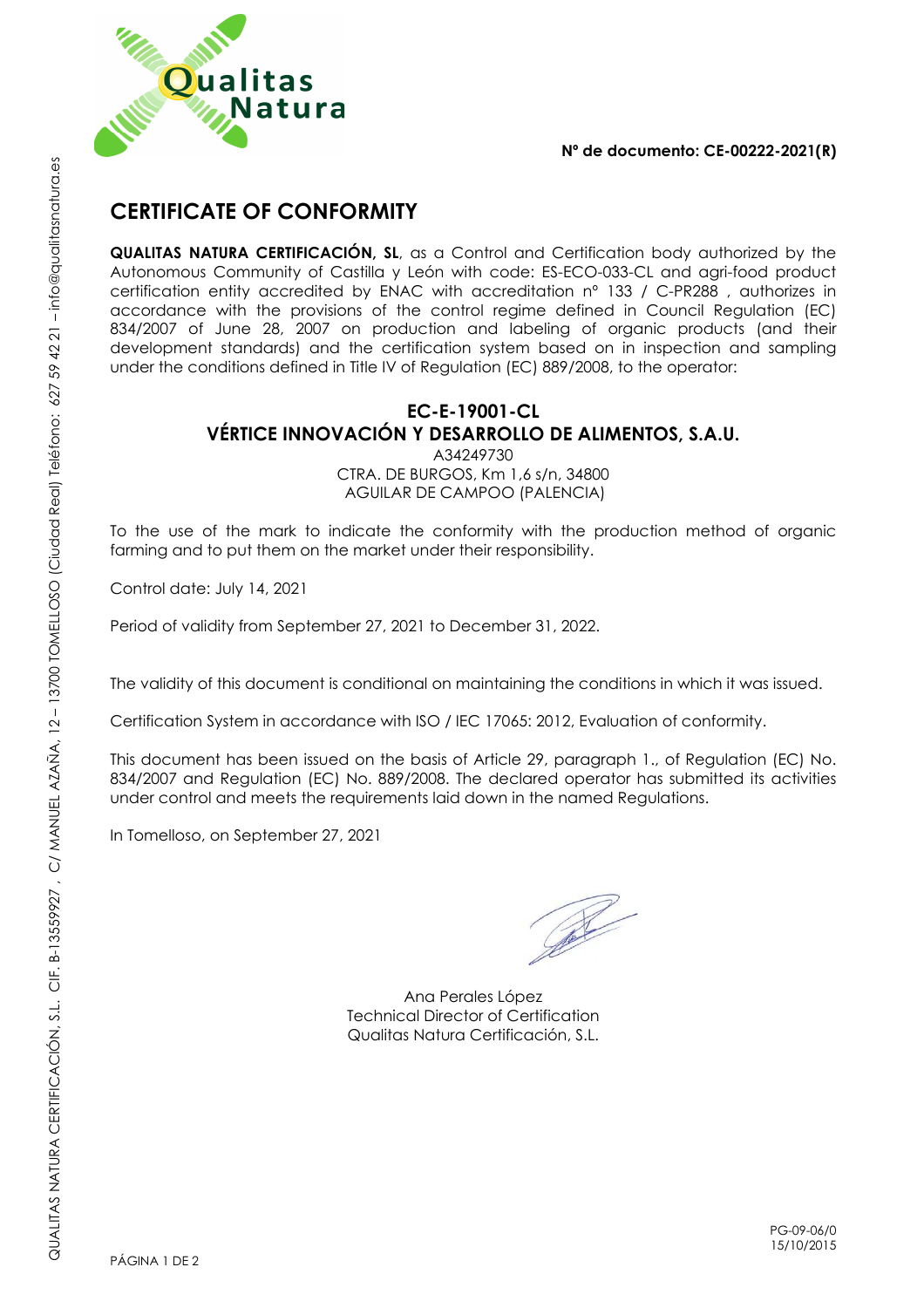**Nº de documento: CE-00222-2021(R)**

# CERTIFICATE OF CONFORMITY

**QUALITAS NATURA CERTIFICACIÓN, SL**, as a Control and Certification body authorized by the Autonomous Community of Castilla y León with code: ES-ECO-033-CL and agri-food product certification entity accredited by ENAC with accreditation nº 133 / C-PR288 , authorizes in accordance with the provisions of the control regime defined in Council Regulation (EC) 834/2007 of June 28, 2007 on production and labeling of organic products (and their development standards) and the certification system based on in inspection and sampling under the conditions defined in Title IV of Regulation (EC) 889/2008, to the operator:

**EC-E-19001-CL**
**VÉRTICE INNOVACIÓN Y DESARROLLO DE ALIMENTOS, S.A.U.**
A34249730
CTRA. DE BURGOS, Km 1,6 s/n, 34800
AGUILAR DE CAMPOO (PALENCIA)

To the use of the mark to indicate the conformity with the production method of organic farming and to put them on the market under their responsibility.

Control date: July 14, 2021

Period of validity from September 27, 2021 to December 31, 2022.

The validity of this document is conditional on maintaining the conditions in which it was issued.

Certification System in accordance with ISO / IEC 17065: 2012, Evaluation of conformity.

This document has been issued on the basis of Article 29, paragraph 1., of Regulation (EC) No. 834/2007 and Regulation (EC) No. 889/2008. The declared operator has submitted its activities under control and meets the requirements laid down in the named Regulations.

In Tomelloso, on September 27, 2021

Ana Perales López
Technical Director of Certification
Qualitas Natura Certificación, S.L.

QUALITAS NATURA CERTIFICACIÓN, S.L. CIF. B-13559927 , C/ MANUEL AZAÑA, 12 – 13700 TOMELLOSO (Ciudad Real) Teléfono: 627 59 42 21 – info@qualitasnatura.es

PG-09-06/0
15/10/2015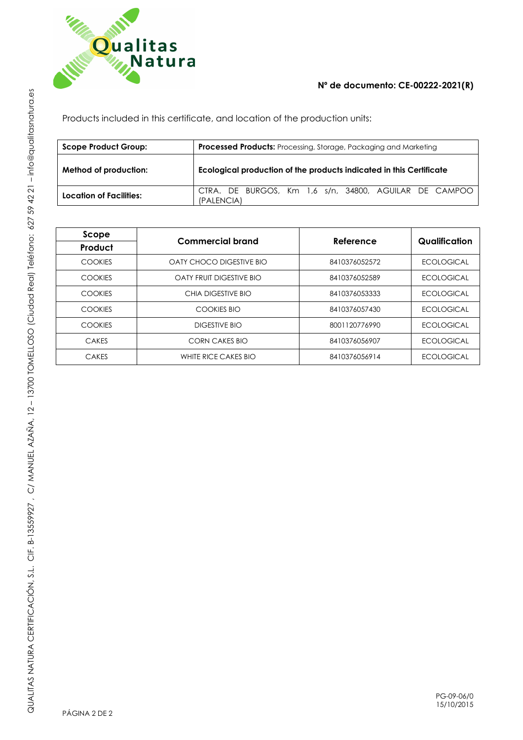**Nº de documento: CE-00222-2021(R)**

Products included in this certificate, and location of the production units:

| | |
|---|---|
| **Scope Product Group:** | **Processed Products:** Processing, Storage, Packaging and Marketing |
| **Method of production:** | **Ecological production of the products indicated in this Certificate** |
| **Location of Facilities:** | CTRA. DE BURGOS, Km 1,6 s/n, 34800, AGUILAR DE CAMPOO (PALENCIA) |

| Scope Product | Commercial brand | Reference | Qualification |
|---|---|---|---|
| COOKIES | OATY CHOCO DIGESTIVE BIO | 8410376052572 | ECOLOGICAL |
| COOKIES | OATY FRUIT DIGESTIVE BIO | 8410376052589 | ECOLOGICAL |
| COOKIES | CHIA DIGESTIVE BIO | 8410376053333 | ECOLOGICAL |
| COOKIES | COOKIES BIO | 8410376057430 | ECOLOGICAL |
| COOKIES | DIGESTIVE BIO | 8001120776990 | ECOLOGICAL |
| CAKES | CORN CAKES BIO | 8410376056907 | ECOLOGICAL |
| CAKES | WHITE RICE CAKES BIO | 8410376056914 | ECOLOGICAL |

PG-09-06/0
15/10/2015